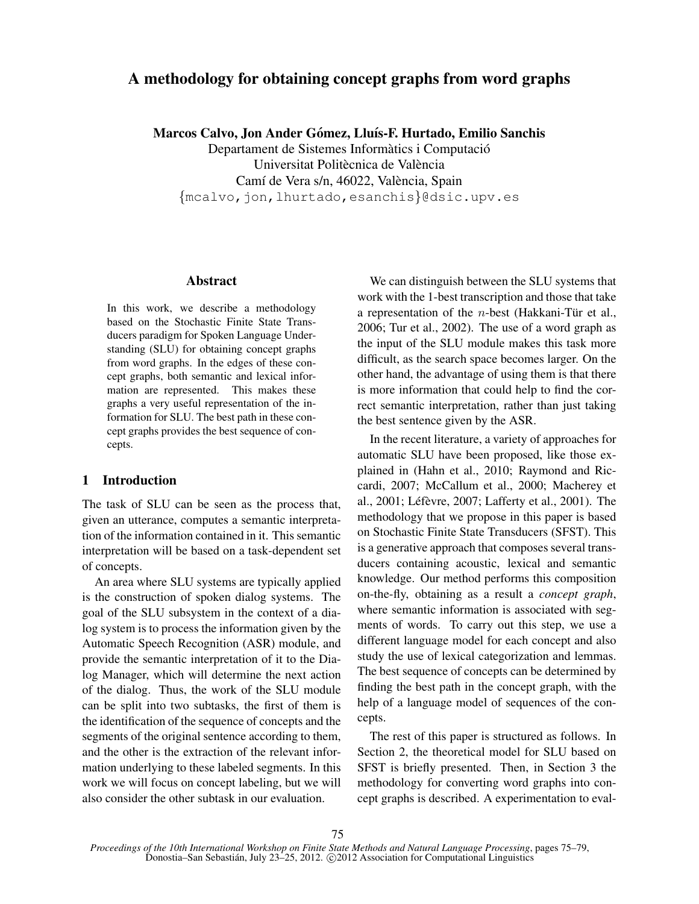# A methodology for obtaining concept graphs from word graphs

**Marcos Calvo, Jon Ander Gómez, Lluís-F. Hurtado, Emilio Sanchis**

Departament de Sistemes Informàtics i Computació
Universitat Politècnica de València
Camí de Vera s/n, 46022, València, Spain
{mcalvo,jon,lhurtado,esanchis}@dsic.upv.es

## Abstract

In this work, we describe a methodology based on the Stochastic Finite State Transducers paradigm for Spoken Language Understanding (SLU) for obtaining concept graphs from word graphs. In the edges of these concept graphs, both semantic and lexical information are represented. This makes these graphs a very useful representation of the information for SLU. The best path in these concept graphs provides the best sequence of concepts.

## 1 Introduction

The task of SLU can be seen as the process that, given an utterance, computes a semantic interpretation of the information contained in it. This semantic interpretation will be based on a task-dependent set of concepts.

An area where SLU systems are typically applied is the construction of spoken dialog systems. The goal of the SLU subsystem in the context of a dialog system is to process the information given by the Automatic Speech Recognition (ASR) module, and provide the semantic interpretation of it to the Dialog Manager, which will determine the next action of the dialog. Thus, the work of the SLU module can be split into two subtasks, the first of them is the identification of the sequence of concepts and the segments of the original sentence according to them, and the other is the extraction of the relevant information underlying to these labeled segments. In this work we will focus on concept labeling, but we will also consider the other subtask in our evaluation.

We can distinguish between the SLU systems that work with the 1-best transcription and those that take a representation of the $n$-best (Hakkani-Tür et al., 2006; Tur et al., 2002). The use of a word graph as the input of the SLU module makes this task more difficult, as the search space becomes larger. On the other hand, the advantage of using them is that there is more information that could help to find the correct semantic interpretation, rather than just taking the best sentence given by the ASR.

In the recent literature, a variety of approaches for automatic SLU have been proposed, like those explained in (Hahn et al., 2010; Raymond and Riccardi, 2007; McCallum et al., 2000; Macherey et al., 2001; Léfèvre, 2007; Lafferty et al., 2001). The methodology that we propose in this paper is based on Stochastic Finite State Transducers (SFST). This is a generative approach that composes several transducers containing acoustic, lexical and semantic knowledge. Our method performs this composition on-the-fly, obtaining as a result a *concept graph*, where semantic information is associated with segments of words. To carry out this step, we use a different language model for each concept and also study the use of lexical categorization and lemmas. The best sequence of concepts can be determined by finding the best path in the concept graph, with the help of a language model of sequences of the concepts.

The rest of this paper is structured as follows. In Section 2, the theoretical model for SLU based on SFST is briefly presented. Then, in Section 3 the methodology for converting word graphs into concept graphs is described. A experimentation to eval-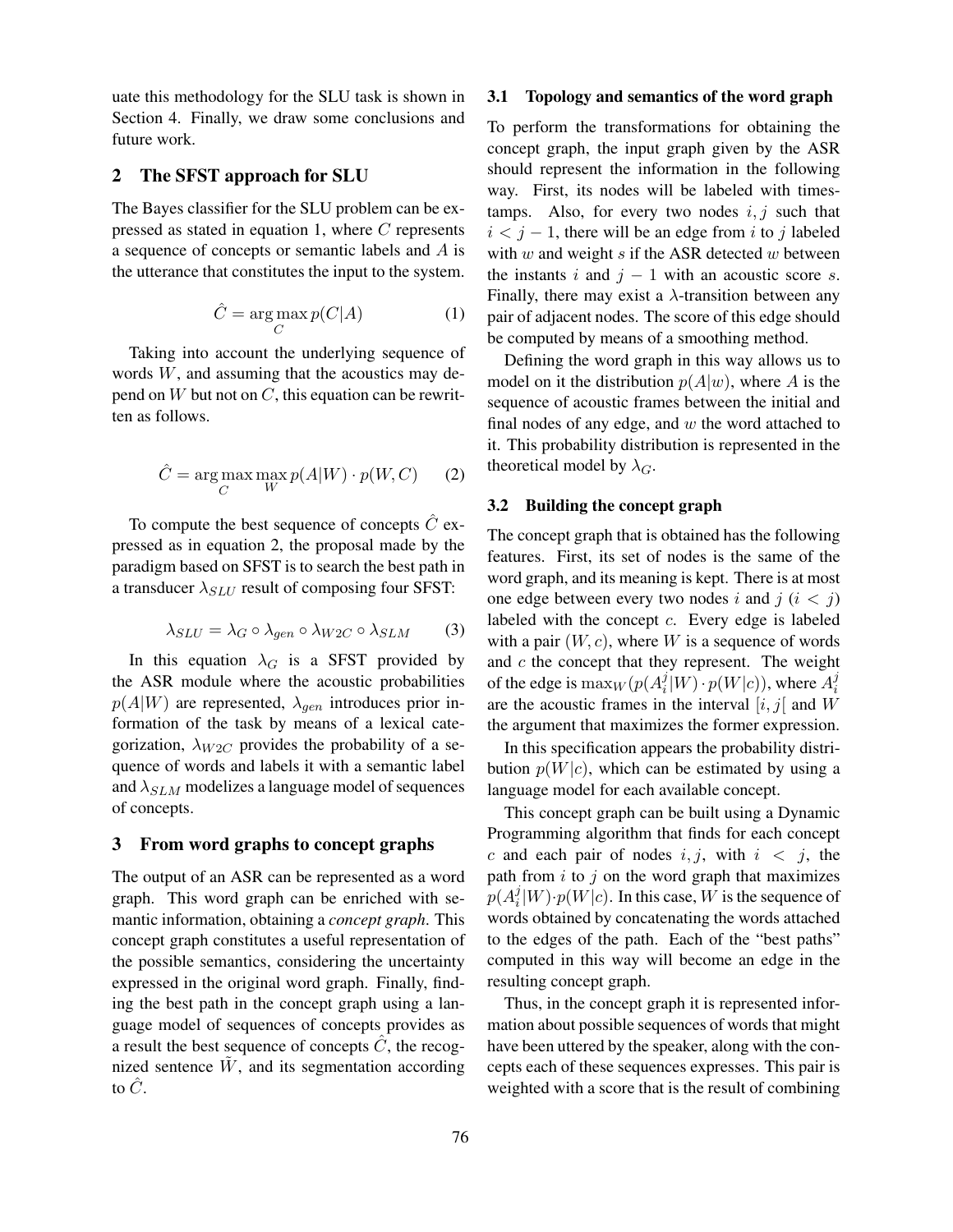uate this methodology for the SLU task is shown in Section 4. Finally, we draw some conclusions and future work.

## 2 The SFST approach for SLU

The Bayes classifier for the SLU problem can be expressed as stated in equation 1, where $C$ represents a sequence of concepts or semantic labels and $A$ is the utterance that constitutes the input to the system.

$$\hat{C} = \arg\max_{C} p(C|A) \tag{1}$$

Taking into account the underlying sequence of words $W$, and assuming that the acoustics may depend on $W$ but not on $C$, this equation can be rewritten as follows.

$$\hat{C} = \arg\max_{C} \max_{W} p(A|W) \cdot p(W, C) \tag{2}$$

To compute the best sequence of concepts $\hat{C}$ expressed as in equation 2, the proposal made by the paradigm based on SFST is to search the best path in a transducer $\lambda_{SLU}$ result of composing four SFST:

$$\lambda_{SLU} = \lambda_G \circ \lambda_{gen} \circ \lambda_{W2C} \circ \lambda_{SLM} \tag{3}$$

In this equation $\lambda_G$ is a SFST provided by the ASR module where the acoustic probabilities $p(A|W)$ are represented, $\lambda_{gen}$ introduces prior information of the task by means of a lexical categorization, $\lambda_{W2C}$ provides the probability of a sequence of words and labels it with a semantic label and $\lambda_{SLM}$ modelizes a language model of sequences of concepts.

## 3 From word graphs to concept graphs

The output of an ASR can be represented as a word graph. This word graph can be enriched with semantic information, obtaining a *concept graph*. This concept graph constitutes a useful representation of the possible semantics, considering the uncertainty expressed in the original word graph. Finally, finding the best path in the concept graph using a language model of sequences of concepts provides as a result the best sequence of concepts $\hat{C}$, the recognized sentence $\tilde{W}$, and its segmentation according to $\hat{C}$.

### 3.1 Topology and semantics of the word graph

To perform the transformations for obtaining the concept graph, the input graph given by the ASR should represent the information in the following way. First, its nodes will be labeled with timestamps. Also, for every two nodes $i, j$ such that $i < j - 1$, there will be an edge from $i$ to $j$ labeled with $w$ and weight $s$ if the ASR detected $w$ between the instants $i$ and $j - 1$ with an acoustic score $s$. Finally, there may exist a $\lambda$-transition between any pair of adjacent nodes. The score of this edge should be computed by means of a smoothing method.

Defining the word graph in this way allows us to model on it the distribution $p(A|w)$, where $A$ is the sequence of acoustic frames between the initial and final nodes of any edge, and $w$ the word attached to it. This probability distribution is represented in the theoretical model by $\lambda_G$.

### 3.2 Building the concept graph

The concept graph that is obtained has the following features. First, its set of nodes is the same of the word graph, and its meaning is kept. There is at most one edge between every two nodes $i$ and $j$ ($i < j$) labeled with the concept $c$. Every edge is labeled with a pair $(W, c)$, where $W$ is a sequence of words and $c$ the concept that they represent. The weight of the edge is $\max_W (p(A_i^j|W) \cdot p(W|c))$, where $A_i^j$ are the acoustic frames in the interval $[i, j[$ and $W$ the argument that maximizes the former expression.

In this specification appears the probability distribution $p(W|c)$, which can be estimated by using a language model for each available concept.

This concept graph can be built using a Dynamic Programming algorithm that finds for each concept $c$ and each pair of nodes $i, j$, with $i < j$, the path from $i$ to $j$ on the word graph that maximizes $p(A_i^j|W) \cdot p(W|c)$. In this case, $W$ is the sequence of words obtained by concatenating the words attached to the edges of the path. Each of the "best paths" computed in this way will become an edge in the resulting concept graph.

Thus, in the concept graph it is represented information about possible sequences of words that might have been uttered by the speaker, along with the concepts each of these sequences expresses. This pair is weighted with a score that is the result of combining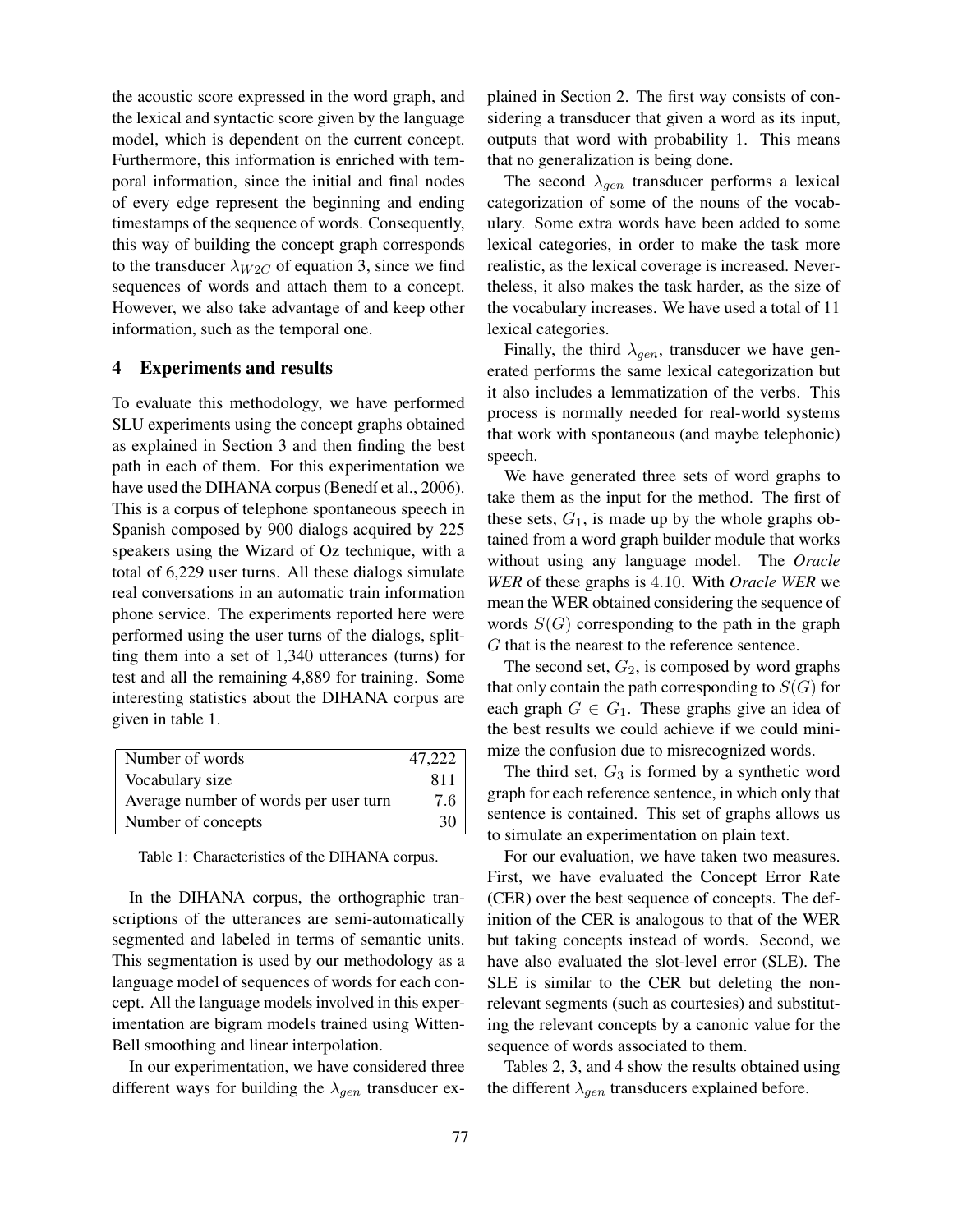the acoustic score expressed in the word graph, and the lexical and syntactic score given by the language model, which is dependent on the current concept. Furthermore, this information is enriched with temporal information, since the initial and final nodes of every edge represent the beginning and ending timestamps of the sequence of words. Consequently, this way of building the concept graph corresponds to the transducer $\lambda_{W2C}$ of equation 3, since we find sequences of words and attach them to a concept. However, we also take advantage of and keep other information, such as the temporal one.

## 4 Experiments and results

To evaluate this methodology, we have performed SLU experiments using the concept graphs obtained as explained in Section 3 and then finding the best path in each of them. For this experimentation we have used the DIHANA corpus (Benedí et al., 2006). This is a corpus of telephone spontaneous speech in Spanish composed by 900 dialogs acquired by 225 speakers using the Wizard of Oz technique, with a total of 6,229 user turns. All these dialogs simulate real conversations in an automatic train information phone service. The experiments reported here were performed using the user turns of the dialogs, splitting them into a set of 1,340 utterances (turns) for test and all the remaining 4,889 for training. Some interesting statistics about the DIHANA corpus are given in table 1.

| | |
|---|---|
| Number of words | 47,222 |
| Vocabulary size | 811 |
| Average number of words per user turn | 7.6 |
| Number of concepts | 30 |

Table 1: Characteristics of the DIHANA corpus.

In the DIHANA corpus, the orthographic transcriptions of the utterances are semi-automatically segmented and labeled in terms of semantic units. This segmentation is used by our methodology as a language model of sequences of words for each concept. All the language models involved in this experimentation are bigram models trained using Witten-Bell smoothing and linear interpolation.

In our experimentation, we have considered three different ways for building the $\lambda_{gen}$ transducer explained in Section 2. The first way consists of considering a transducer that given a word as its input, outputs that word with probability 1. This means that no generalization is being done.

The second $\lambda_{gen}$ transducer performs a lexical categorization of some of the nouns of the vocabulary. Some extra words have been added to some lexical categories, in order to make the task more realistic, as the lexical coverage is increased. Nevertheless, it also makes the task harder, as the size of the vocabulary increases. We have used a total of 11 lexical categories.

Finally, the third $\lambda_{gen}$, transducer we have generated performs the same lexical categorization but it also includes a lemmatization of the verbs. This process is normally needed for real-world systems that work with spontaneous (and maybe telephonic) speech.

We have generated three sets of word graphs to take them as the input for the method. The first of these sets, $G_1$, is made up by the whole graphs obtained from a word graph builder module that works without using any language model. The *Oracle WER* of these graphs is $4.10$. With *Oracle WER* we mean the WER obtained considering the sequence of words $S(G)$ corresponding to the path in the graph $G$ that is the nearest to the reference sentence.

The second set, $G_2$, is composed by word graphs that only contain the path corresponding to $S(G)$ for each graph $G \in G_1$. These graphs give an idea of the best results we could achieve if we could minimize the confusion due to misrecognized words.

The third set, $G_3$ is formed by a synthetic word graph for each reference sentence, in which only that sentence is contained. This set of graphs allows us to simulate an experimentation on plain text.

For our evaluation, we have taken two measures. First, we have evaluated the Concept Error Rate (CER) over the best sequence of concepts. The definition of the CER is analogous to that of the WER but taking concepts instead of words. Second, we have also evaluated the slot-level error (SLE). The SLE is similar to the CER but deleting the non-relevant segments (such as courtesies) and substituting the relevant concepts by a canonic value for the sequence of words associated to them.

Tables 2, 3, and 4 show the results obtained using the different $\lambda_{gen}$ transducers explained before.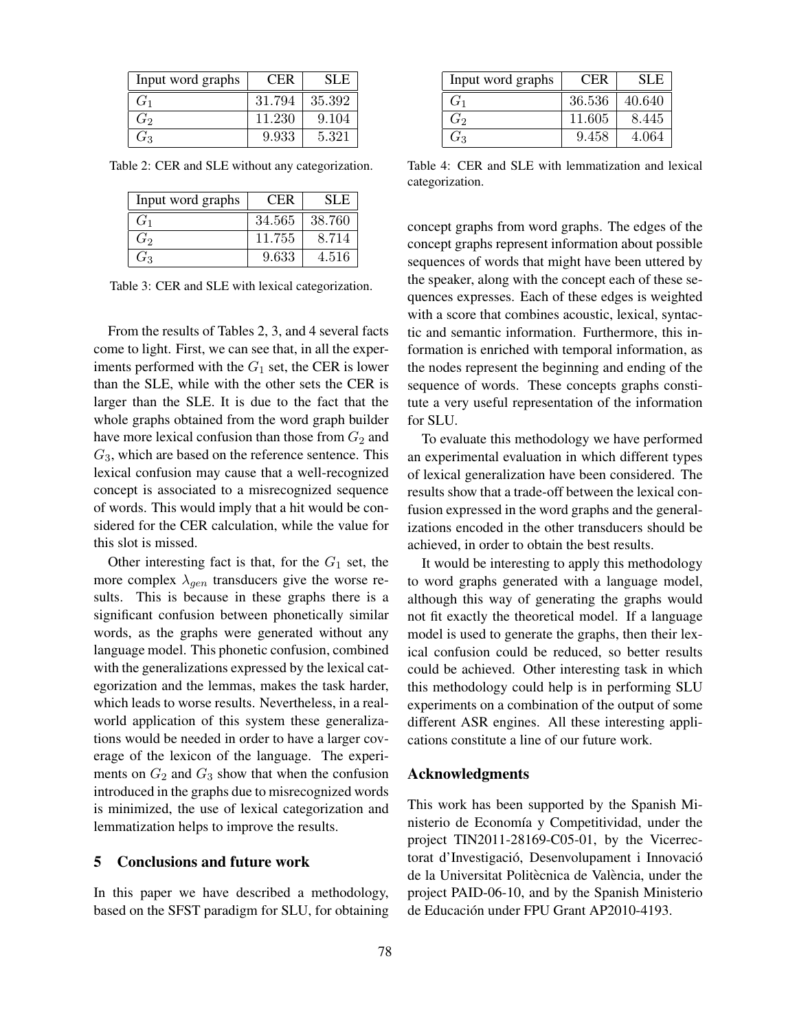| Input word graphs | CER | SLE |
| --- | --- | --- |
| $G_1$ | 31.794 | 35.392 |
| $G_2$ | 11.230 | 9.104 |
| $G_3$ | 9.933 | 5.321 |

Table 2: CER and SLE without any categorization.

| Input word graphs | CER | SLE |
| --- | --- | --- |
| $G_1$ | 34.565 | 38.760 |
| $G_2$ | 11.755 | 8.714 |
| $G_3$ | 9.633 | 4.516 |

Table 3: CER and SLE with lexical categorization.

From the results of Tables 2, 3, and 4 several facts come to light. First, we can see that, in all the experiments performed with the $G_1$ set, the CER is lower than the SLE, while with the other sets the CER is larger than the SLE. It is due to the fact that the whole graphs obtained from the word graph builder have more lexical confusion than those from $G_2$ and $G_3$, which are based on the reference sentence. This lexical confusion may cause that a well-recognized concept is associated to a misrecognized sequence of words. This would imply that a hit would be considered for the CER calculation, while the value for this slot is missed.

Other interesting fact is that, for the $G_1$ set, the more complex $\lambda_{gen}$ transducers give the worse results. This is because in these graphs there is a significant confusion between phonetically similar words, as the graphs were generated without any language model. This phonetic confusion, combined with the generalizations expressed by the lexical categorization and the lemmas, makes the task harder, which leads to worse results. Nevertheless, in a real-world application of this system these generalizations would be needed in order to have a larger coverage of the lexicon of the language. The experiments on $G_2$ and $G_3$ show that when the confusion introduced in the graphs due to misrecognized words is minimized, the use of lexical categorization and lemmatization helps to improve the results.

## 5 Conclusions and future work

In this paper we have described a methodology, based on the SFST paradigm for SLU, for obtaining concept graphs from word graphs. The edges of the concept graphs represent information about possible sequences of words that might have been uttered by the speaker, along with the concept each of these sequences expresses. Each of these edges is weighted with a score that combines acoustic, lexical, syntactic and semantic information. Furthermore, this information is enriched with temporal information, as the nodes represent the beginning and ending of the sequence of words. These concepts graphs constitute a very useful representation of the information for SLU.

To evaluate this methodology we have performed an experimental evaluation in which different types of lexical generalization have been considered. The results show that a trade-off between the lexical confusion expressed in the word graphs and the generalizations encoded in the other transducers should be achieved, in order to obtain the best results.

It would be interesting to apply this methodology to word graphs generated with a language model, although this way of generating the graphs would not fit exactly the theoretical model. If a language model is used to generate the graphs, then their lexical confusion could be reduced, so better results could be achieved. Other interesting task in which this methodology could help is in performing SLU experiments on a combination of the output of some different ASR engines. All these interesting applications constitute a line of our future work.

| Input word graphs | CER | SLE |
| --- | --- | --- |
| $G_1$ | 36.536 | 40.640 |
| $G_2$ | 11.605 | 8.445 |
| $G_3$ | 9.458 | 4.064 |

Table 4: CER and SLE with lemmatization and lexical categorization.

## Acknowledgments

This work has been supported by the Spanish Ministerio de Economía y Competitividad, under the project TIN2011-28169-C05-01, by the Vicerrectorat d'Investigació, Desenvolupament i Innovació de la Universitat Politècnica de València, under the project PAID-06-10, and by the Spanish Ministerio de Educación under FPU Grant AP2010-4193.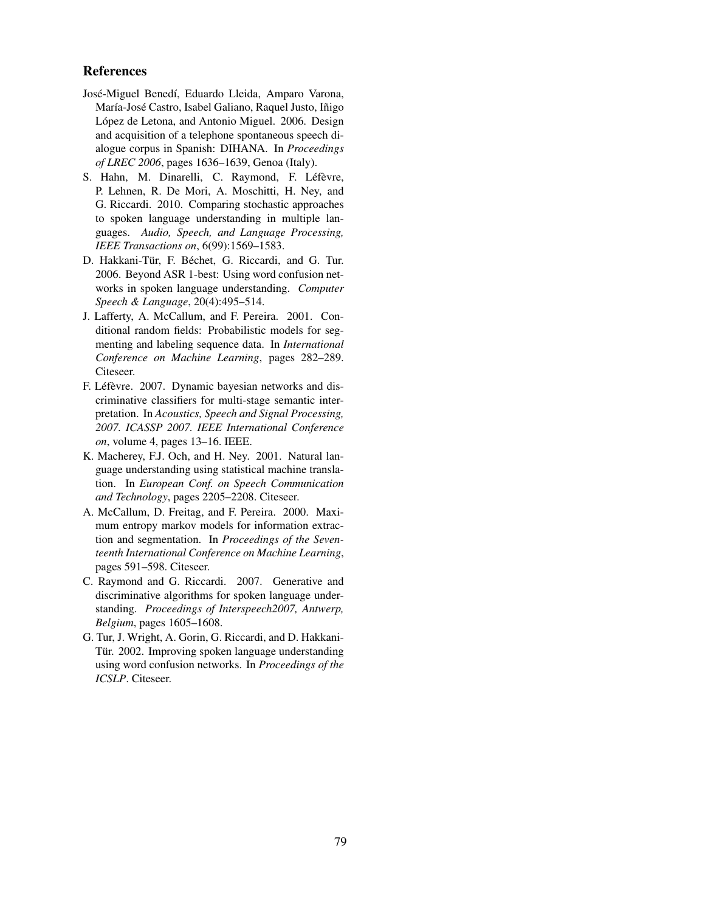## References

José-Miguel Benedí, Eduardo Lleida, Amparo Varona, María-José Castro, Isabel Galiano, Raquel Justo, Iñigo López de Letona, and Antonio Miguel. 2006. Design and acquisition of a telephone spontaneous speech dialogue corpus in Spanish: DIHANA. In *Proceedings of LREC 2006*, pages 1636–1639, Genoa (Italy).

S. Hahn, M. Dinarelli, C. Raymond, F. Léfèvre, P. Lehnen, R. De Mori, A. Moschitti, H. Ney, and G. Riccardi. 2010. Comparing stochastic approaches to spoken language understanding in multiple languages. *Audio, Speech, and Language Processing, IEEE Transactions on*, 6(99):1569–1583.

D. Hakkani-Tür, F. Béchet, G. Riccardi, and G. Tur. 2006. Beyond ASR 1-best: Using word confusion networks in spoken language understanding. *Computer Speech & Language*, 20(4):495–514.

J. Lafferty, A. McCallum, and F. Pereira. 2001. Conditional random fields: Probabilistic models for segmenting and labeling sequence data. In *International Conference on Machine Learning*, pages 282–289. Citeseer.

F. Léfèvre. 2007. Dynamic bayesian networks and discriminative classifiers for multi-stage semantic interpretation. In *Acoustics, Speech and Signal Processing, 2007. ICASSP 2007. IEEE International Conference on*, volume 4, pages 13–16. IEEE.

K. Macherey, F.J. Och, and H. Ney. 2001. Natural language understanding using statistical machine translation. In *European Conf. on Speech Communication and Technology*, pages 2205–2208. Citeseer.

A. McCallum, D. Freitag, and F. Pereira. 2000. Maximum entropy markov models for information extraction and segmentation. In *Proceedings of the Seventeenth International Conference on Machine Learning*, pages 591–598. Citeseer.

C. Raymond and G. Riccardi. 2007. Generative and discriminative algorithms for spoken language understanding. *Proceedings of Interspeech2007, Antwerp, Belgium*, pages 1605–1608.

G. Tur, J. Wright, A. Gorin, G. Riccardi, and D. Hakkani-Tür. 2002. Improving spoken language understanding using word confusion networks. In *Proceedings of the ICSLP*. Citeseer.